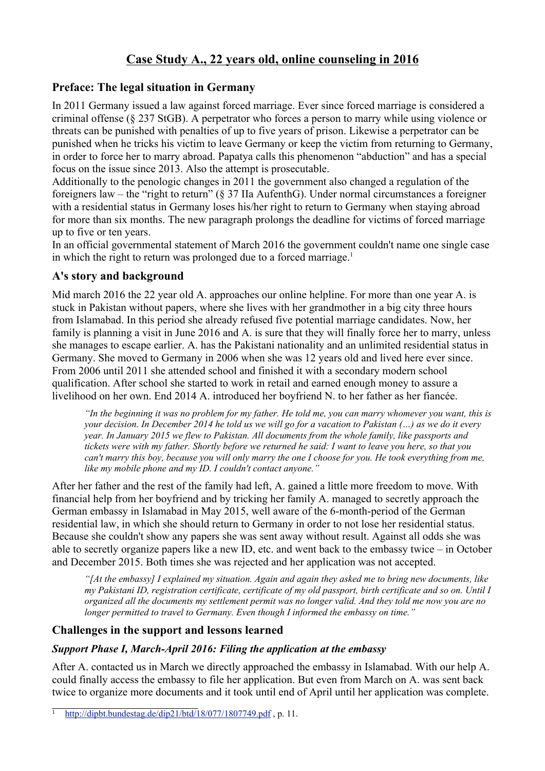# Case Study A., 22 years old, online counseling in 2016

## Preface: The legal situation in Germany

In 2011 Germany issued a law against forced marriage. Ever since forced marriage is considered a criminal offense (§ 237 StGB). A perpetrator who forces a person to marry while using violence or threats can be punished with penalties of up to five years of prison. Likewise a perpetrator can be punished when he tricks his victim to leave Germany or keep the victim from returning to Germany, in order to force her to marry abroad. Papatya calls this phenomenon "abduction" and has a special focus on the issue since 2013. Also the attempt is prosecutable.

Additionally to the penologic changes in 2011 the government also changed a regulation of the foreigners law – the "right to return" (§ 37 IIa AufenthG). Under normal circumstances a foreigner with a residential status in Germany loses his/her right to return to Germany when staying abroad for more than six months. The new paragraph prolongs the deadline for victims of forced marriage up to five or ten years.

In an official governmental statement of March 2016 the government couldn't name one single case in which the right to return was prolonged due to a forced marriage.[1]

## A's story and background

Mid march 2016 the 22 year old A. approaches our online helpline. For more than one year A. is stuck in Pakistan without papers, where she lives with her grandmother in a big city three hours from Islamabad. In this period she already refused five potential marriage candidates. Now, her family is planning a visit in June 2016 and A. is sure that they will finally force her to marry, unless she manages to escape earlier. A. has the Pakistani nationality and an unlimited residential status in Germany. She moved to Germany in 2006 when she was 12 years old and lived here ever since. From 2006 until 2011 she attended school and finished it with a secondary modern school qualification. After school she started to work in retail and earned enough money to assure a livelihood on her own. End 2014 A. introduced her boyfriend N. to her father as her fiancée.

> *"In the beginning it was no problem for my father. He told me, you can marry whomever you want, this is your decision. In December 2014 he told us we will go for a vacation to Pakistan (…) as we do it every year. In January 2015 we flew to Pakistan. All documents from the whole family, like passports and tickets were with my father. Shortly before we returned he said: I want to leave you here, so that you can't marry this boy, because you will only marry the one I choose for you. He took everything from me, like my mobile phone and my ID. I couldn't contact anyone."*

After her father and the rest of the family had left, A. gained a little more freedom to move. With financial help from her boyfriend and by tricking her family A. managed to secretly approach the German embassy in Islamabad in May 2015, well aware of the 6-month-period of the German residential law, in which she should return to Germany in order to not lose her residential status. Because she couldn't show any papers she was sent away without result. Against all odds she was able to secretly organize papers like a new ID, etc. and went back to the embassy twice – in October and December 2015. Both times she was rejected and her application was not accepted.

> *"[At the embassy] I explained my situation. Again and again they asked me to bring new documents, like my Pakistani ID, registration certificate, certificate of my old passport, birth certificate and so on. Until I organized all the documents my settlement permit was no longer valid. And they told me now you are no longer permitted to travel to Germany. Even though I informed the embassy on time."*

## Challenges in the support and lessons learned

### *Support Phase I, March-April 2016: Filing the application at the embassy*

After A. contacted us in March we directly approached the embassy in Islamabad. With our help A. could finally access the embassy to file her application. But even from March on A. was sent back twice to organize more documents and it took until end of April until her application was complete.

---

[1] http://dipbt.bundestag.de/dip21/btd/18/077/1807749.pdf , p. 11.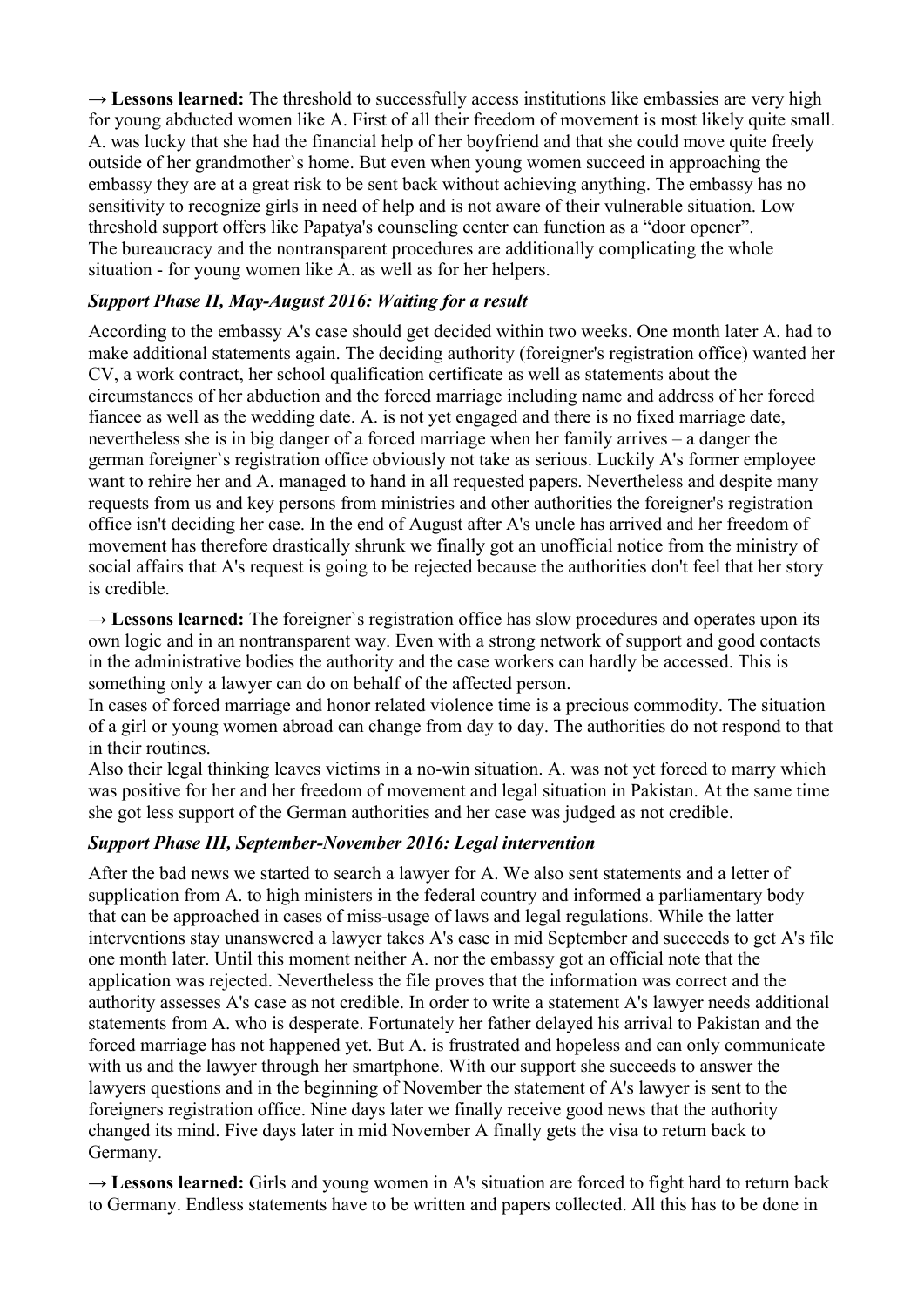→ **Lessons learned:** The threshold to successfully access institutions like embassies are very high for young abducted women like A. First of all their freedom of movement is most likely quite small. A. was lucky that she had the financial help of her boyfriend and that she could move quite freely outside of her grandmother`s home. But even when young women succeed in approaching the embassy they are at a great risk to be sent back without achieving anything. The embassy has no sensitivity to recognize girls in need of help and is not aware of their vulnerable situation. Low threshold support offers like Papatya's counseling center can function as a "door opener".
The bureaucracy and the nontransparent procedures are additionally complicating the whole situation - for young women like A. as well as for her helpers.

### *Support Phase II, May-August 2016: Waiting for a result*

According to the embassy A's case should get decided within two weeks. One month later A. had to make additional statements again. The deciding authority (foreigner's registration office) wanted her CV, a work contract, her school qualification certificate as well as statements about the circumstances of her abduction and the forced marriage including name and address of her forced fiancee as well as the wedding date. A. is not yet engaged and there is no fixed marriage date, nevertheless she is in big danger of a forced marriage when her family arrives – a danger the german foreigner`s registration office obviously not take as serious. Luckily A's former employee want to rehire her and A. managed to hand in all requested papers. Nevertheless and despite many requests from us and key persons from ministries and other authorities the foreigner's registration office isn't deciding her case. In the end of August after A's uncle has arrived and her freedom of movement has therefore drastically shrunk we finally got an unofficial notice from the ministry of social affairs that A's request is going to be rejected because the authorities don't feel that her story is credible.

→ **Lessons learned:** The foreigner`s registration office has slow procedures and operates upon its own logic and in an nontransparent way. Even with a strong network of support and good contacts in the administrative bodies the authority and the case workers can hardly be accessed. This is something only a lawyer can do on behalf of the affected person.
In cases of forced marriage and honor related violence time is a precious commodity. The situation of a girl or young women abroad can change from day to day. The authorities do not respond to that in their routines.
Also their legal thinking leaves victims in a no-win situation. A. was not yet forced to marry which was positive for her and her freedom of movement and legal situation in Pakistan. At the same time she got less support of the German authorities and her case was judged as not credible.

### *Support Phase III, September-November 2016: Legal intervention*

After the bad news we started to search a lawyer for A. We also sent statements and a letter of supplication from A. to high ministers in the federal country and informed a parliamentary body that can be approached in cases of miss-usage of laws and legal regulations. While the latter interventions stay unanswered a lawyer takes A's case in mid September and succeeds to get A's file one month later. Until this moment neither A. nor the embassy got an official note that the application was rejected. Nevertheless the file proves that the information was correct and the authority assesses A's case as not credible. In order to write a statement A's lawyer needs additional statements from A. who is desperate. Fortunately her father delayed his arrival to Pakistan and the forced marriage has not happened yet. But A. is frustrated and hopeless and can only communicate with us and the lawyer through her smartphone. With our support she succeeds to answer the lawyers questions and in the beginning of November the statement of A's lawyer is sent to the foreigners registration office. Nine days later we finally receive good news that the authority changed its mind. Five days later in mid November A finally gets the visa to return back to Germany.

→ **Lessons learned:** Girls and young women in A's situation are forced to fight hard to return back to Germany. Endless statements have to be written and papers collected. All this has to be done in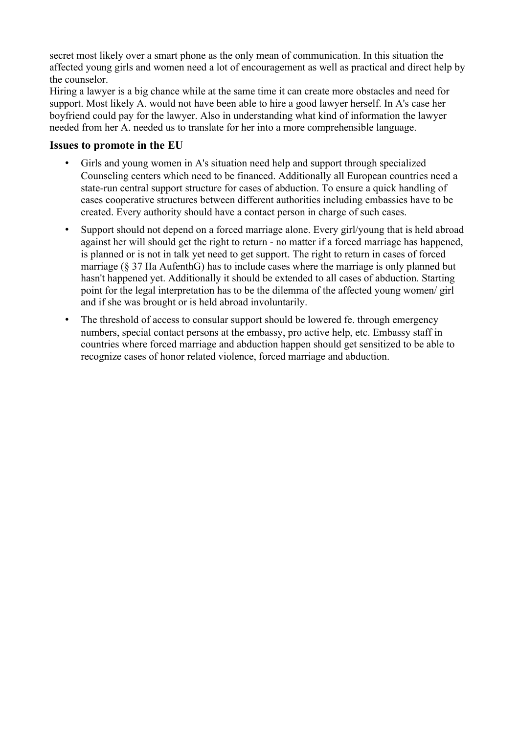secret most likely over a smart phone as the only mean of communication. In this situation the affected young girls and women need a lot of encouragement as well as practical and direct help by the counselor.
Hiring a lawyer is a big chance while at the same time it can create more obstacles and need for support. Most likely A. would not have been able to hire a good lawyer herself. In A's case her boyfriend could pay for the lawyer. Also in understanding what kind of information the lawyer needed from her A. needed us to translate for her into a more comprehensible language.

### Issues to promote in the EU

- Girls and young women in A's situation need help and support through specialized Counseling centers which need to be financed. Additionally all European countries need a state-run central support structure for cases of abduction. To ensure a quick handling of cases cooperative structures between different authorities including embassies have to be created. Every authority should have a contact person in charge of such cases.
- Support should not depend on a forced marriage alone. Every girl/young that is held abroad against her will should get the right to return - no matter if a forced marriage has happened, is planned or is not in talk yet need to get support. The right to return in cases of forced marriage (§ 37 IIa AufenthG) has to include cases where the marriage is only planned but hasn't happened yet. Additionally it should be extended to all cases of abduction. Starting point for the legal interpretation has to be the dilemma of the affected young women/ girl and if she was brought or is held abroad involuntarily.
- The threshold of access to consular support should be lowered fe. through emergency numbers, special contact persons at the embassy, pro active help, etc. Embassy staff in countries where forced marriage and abduction happen should get sensitized to be able to recognize cases of honor related violence, forced marriage and abduction.